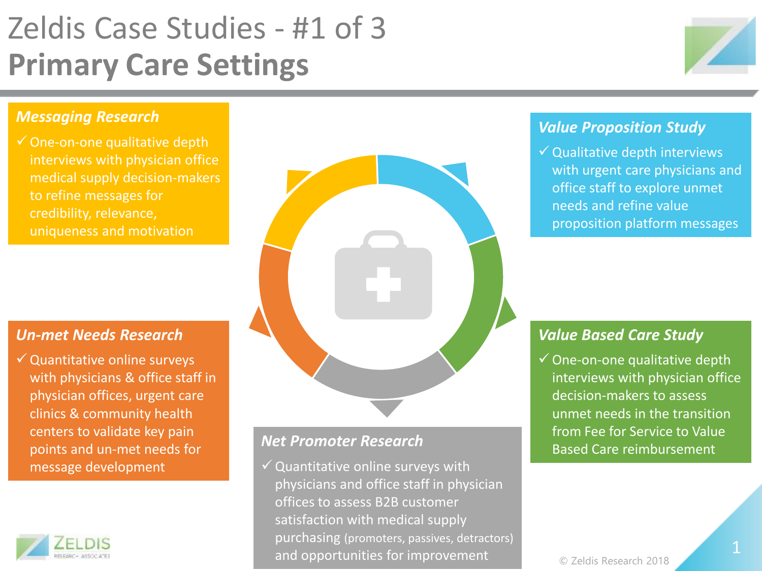# Zeldis Case Studies - #1 of 3
# **Primary Care Settings**

### *Messaging Research*

- ✓ One-on-one qualitative depth interviews with physician office medical supply decision-makers to refine messages for credibility, relevance, uniqueness and motivation

### *Value Proposition Study*

- ✓ Qualitative depth interviews with urgent care physicians and office staff to explore unmet needs and refine value proposition platform messages

### *Value Based Care Study*

- ✓ One-on-one qualitative depth interviews with physician office decision-makers to assess unmet needs in the transition from Fee for Service to Value Based Care reimbursement

### *Net Promoter Research*

- ✓ Quantitative online surveys with physicians and office staff in physician offices to assess B2B customer satisfaction with medical supply purchasing (promoters, passives, detractors) and opportunities for improvement

### *Un-met Needs Research*

- ✓ Quantitative online surveys with physicians & office staff in physician offices, urgent care clinics & community health centers to validate key pain points and un-met needs for message development

© Zeldis Research 2018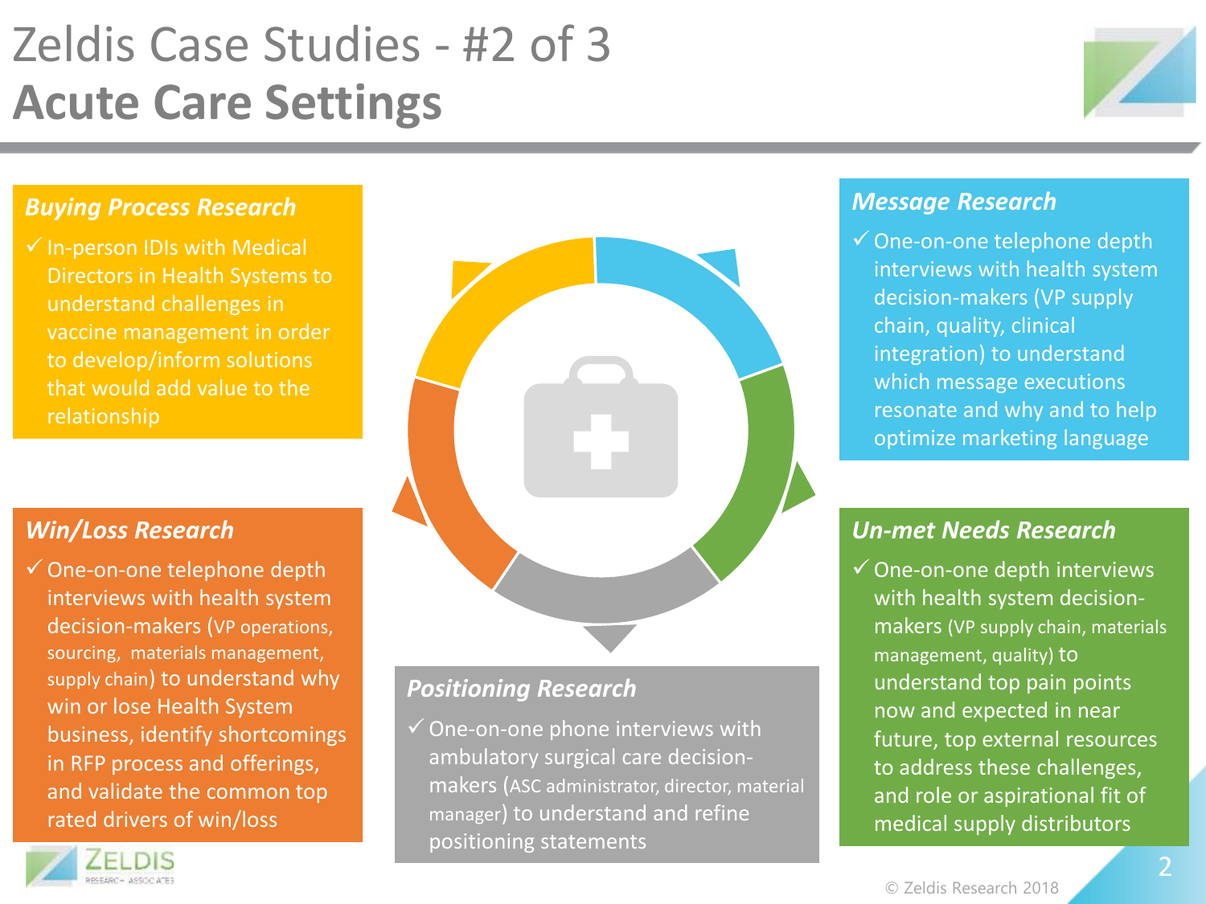# Zeldis Case Studies - #2 of 3
# **Acute Care Settings**

### *Buying Process Research*

- ✓ In-person IDIs with Medical Directors in Health Systems to understand challenges in vaccine management in order to develop/inform solutions that would add value to the relationship

### *Message Research*

- ✓ One-on-one telephone depth interviews with health system decision-makers (VP supply chain, quality, clinical integration) to understand which message executions resonate and why and to help optimize marketing language

### *Win/Loss Research*

- ✓ One-on-one telephone depth interviews with health system decision-makers (VP operations, sourcing, materials management, supply chain) to understand why win or lose Health System business, identify shortcomings in RFP process and offerings, and validate the common top rated drivers of win/loss

### *Un-met Needs Research*

- ✓ One-on-one depth interviews with health system decision-makers (VP supply chain, materials management, quality) to understand top pain points now and expected in near future, top external resources to address these challenges, and role or aspirational fit of medical supply distributors

### *Positioning Research*

- ✓ One-on-one phone interviews with ambulatory surgical care decision-makers (ASC administrator, director, material manager) to understand and refine positioning statements

© Zeldis Research 2018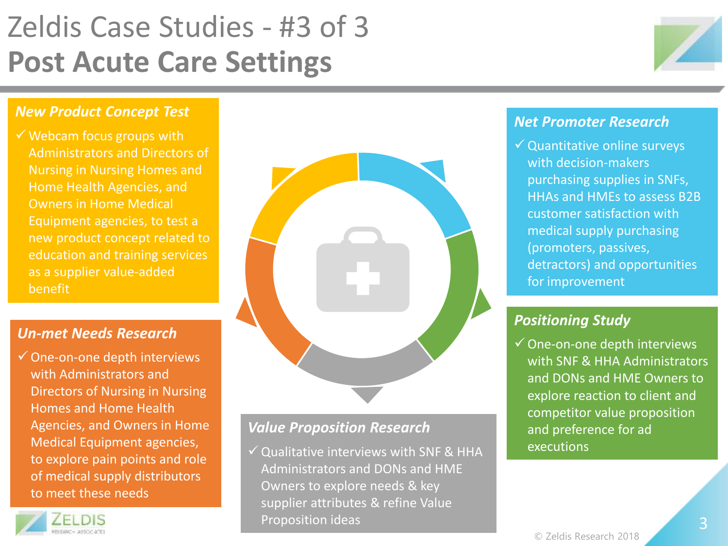# Zeldis Case Studies - #3 of 3

# **Post Acute Care Settings**

### *New Product Concept Test*

- ✓ Webcam focus groups with Administrators and Directors of Nursing in Nursing Homes and Home Health Agencies, and Owners in Home Medical Equipment agencies, to test a new product concept related to education and training services as a supplier value-added benefit

### *Un-met Needs Research*

- ✓ One-on-one depth interviews with Administrators and Directors of Nursing in Nursing Homes and Home Health Agencies, and Owners in Home Medical Equipment agencies, to explore pain points and role of medical supply distributors to meet these needs

### *Value Proposition Research*

- ✓ Qualitative interviews with SNF & HHA Administrators and DONs and HME Owners to explore needs & key supplier attributes & refine Value Proposition ideas

### *Net Promoter Research*

- ✓ Quantitative online surveys with decision-makers purchasing supplies in SNFs, HHAs and HMEs to assess B2B customer satisfaction with medical supply purchasing (promoters, passives, detractors) and opportunities for improvement

### *Positioning Study*

- ✓ One-on-one depth interviews with SNF & HHA Administrators and DONs and HME Owners to explore reaction to client and competitor value proposition and preference for ad executions

© Zeldis Research 2018